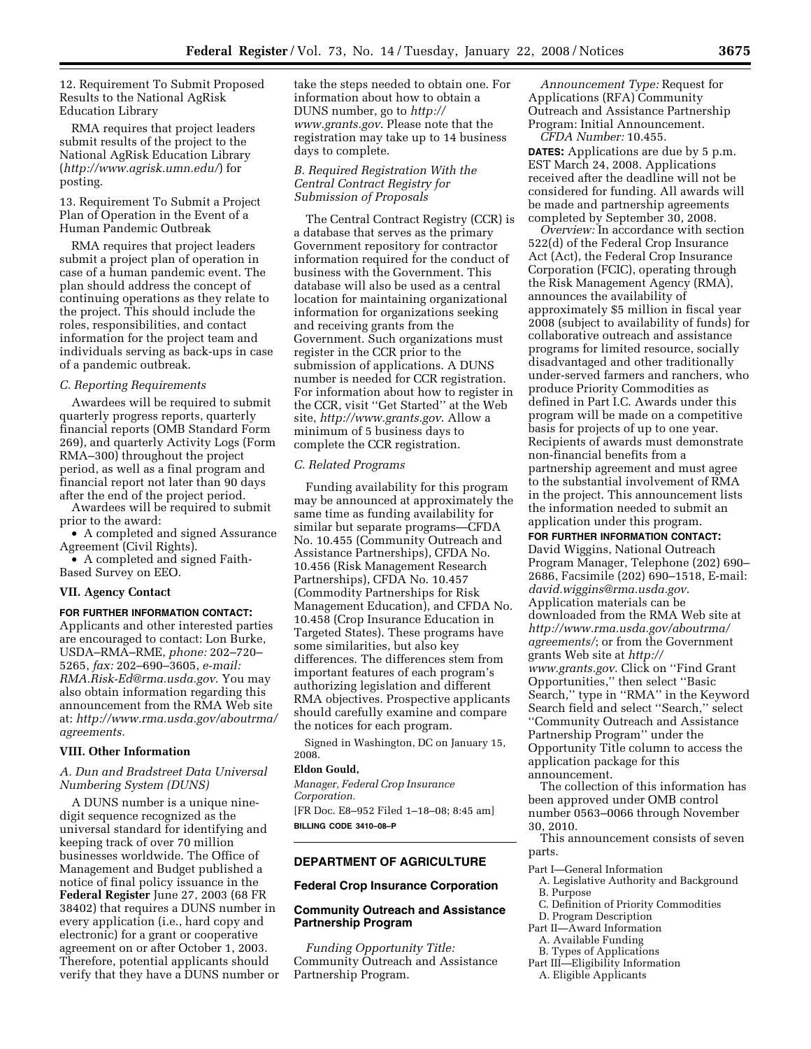12. Requirement To Submit Proposed Results to the National AgRisk Education Library

RMA requires that project leaders submit results of the project to the National AgRisk Education Library (*http://www.agrisk.umn.edu/*) for posting.

13. Requirement To Submit a Project Plan of Operation in the Event of a Human Pandemic Outbreak

RMA requires that project leaders submit a project plan of operation in case of a human pandemic event. The plan should address the concept of continuing operations as they relate to the project. This should include the roles, responsibilities, and contact information for the project team and individuals serving as back-ups in case of a pandemic outbreak.

*C. Reporting Requirements*

Awardees will be required to submit quarterly progress reports, quarterly financial reports (OMB Standard Form 269), and quarterly Activity Logs (Form RMA–300) throughout the project period, as well as a final program and financial report not later than 90 days after the end of the project period.

Awardees will be required to submit prior to the award:

- A completed and signed Assurance Agreement (Civil Rights).
- A completed and signed Faith-Based Survey on EEO.

**VII. Agency Contact**

**FOR FURTHER INFORMATION CONTACT:** Applicants and other interested parties are encouraged to contact: Lon Burke, USDA–RMA–RME, *phone:* 202–720–5265, *fax:* 202–690–3605, *e-mail: RMA.Risk-Ed@rma.usda.gov*. You may also obtain information regarding this announcement from the RMA Web site at: *http://www.rma.usda.gov/aboutrma/agreements.*

**VIII. Other Information**

*A. Dun and Bradstreet Data Universal Numbering System (DUNS)*

A DUNS number is a unique nine-digit sequence recognized as the universal standard for identifying and keeping track of over 70 million businesses worldwide. The Office of Management and Budget published a notice of final policy issuance in the **Federal Register** June 27, 2003 (68 FR 38402) that requires a DUNS number in every application (i.e., hard copy and electronic) for a grant or cooperative agreement on or after October 1, 2003. Therefore, potential applicants should verify that they have a DUNS number or take the steps needed to obtain one. For information about how to obtain a DUNS number, go to *http://www.grants.gov*. Please note that the registration may take up to 14 business days to complete.

*B. Required Registration With the Central Contract Registry for Submission of Proposals*

The Central Contract Registry (CCR) is a database that serves as the primary Government repository for contractor information required for the conduct of business with the Government. This database will also be used as a central location for maintaining organizational information for organizations seeking and receiving grants from the Government. Such organizations must register in the CCR prior to the submission of applications. A DUNS number is needed for CCR registration. For information about how to register in the CCR, visit ''Get Started'' at the Web site, *http://www.grants.gov*. Allow a minimum of 5 business days to complete the CCR registration.

*C. Related Programs*

Funding availability for this program may be announced at approximately the same time as funding availability for similar but separate programs—CFDA No. 10.455 (Community Outreach and Assistance Partnerships), CFDA No. 10.456 (Risk Management Research Partnerships), CFDA No. 10.457 (Commodity Partnerships for Risk Management Education), and CFDA No. 10.458 (Crop Insurance Education in Targeted States). These programs have some similarities, but also key differences. The differences stem from important features of each program's authorizing legislation and different RMA objectives. Prospective applicants should carefully examine and compare the notices for each program.

Signed in Washington, DC on January 15, 2008.

**Eldon Gould,**

*Manager, Federal Crop Insurance Corporation.*

[FR Doc. E8–952 Filed 1–18–08; 8:45 am]

**BILLING CODE 3410–08–P**

---

**DEPARTMENT OF AGRICULTURE**

**Federal Crop Insurance Corporation**

**Community Outreach and Assistance Partnership Program**

*Funding Opportunity Title:* Community Outreach and Assistance Partnership Program.

*Announcement Type:* Request for Applications (RFA) Community Outreach and Assistance Partnership Program: Initial Announcement.

*CFDA Number:* 10.455.

**DATES:** Applications are due by 5 p.m. EST March 24, 2008. Applications received after the deadline will not be considered for funding. All awards will be made and partnership agreements completed by September 30, 2008.

*Overview:* In accordance with section 522(d) of the Federal Crop Insurance Act (Act), the Federal Crop Insurance Corporation (FCIC), operating through the Risk Management Agency (RMA), announces the availability of approximately $5 million in fiscal year 2008 (subject to availability of funds) for collaborative outreach and assistance programs for limited resource, socially disadvantaged and other traditionally under-served farmers and ranchers, who produce Priority Commodities as defined in Part I.C. Awards under this program will be made on a competitive basis for projects of up to one year. Recipients of awards must demonstrate non-financial benefits from a partnership agreement and must agree to the substantial involvement of RMA in the project. This announcement lists the information needed to submit an application under this program.

**FOR FURTHER INFORMATION CONTACT:** David Wiggins, National Outreach Program Manager, Telephone (202) 690–2686, Facsimile (202) 690–1518, E-mail: *david.wiggins@rma.usda.gov*. Application materials can be downloaded from the RMA Web site at *http://www.rma.usda.gov/aboutrma/agreements/*; or from the Government grants Web site at *http://www.grants.gov*. Click on ''Find Grant Opportunities,'' then select ''Basic Search,'' type in ''RMA'' in the Keyword Search field and select ''Search,'' select ''Community Outreach and Assistance Partnership Program'' under the Opportunity Title column to access the application package for this announcement.

The collection of this information has been approved under OMB control number 0563–0066 through November 30, 2010.

This announcement consists of seven parts.

Part I—General Information
- A. Legislative Authority and Background
- B. Purpose
- C. Definition of Priority Commodities
- D. Program Description

Part II—Award Information
- A. Available Funding
- B. Types of Applications

Part III—Eligibility Information
- A. Eligible Applicants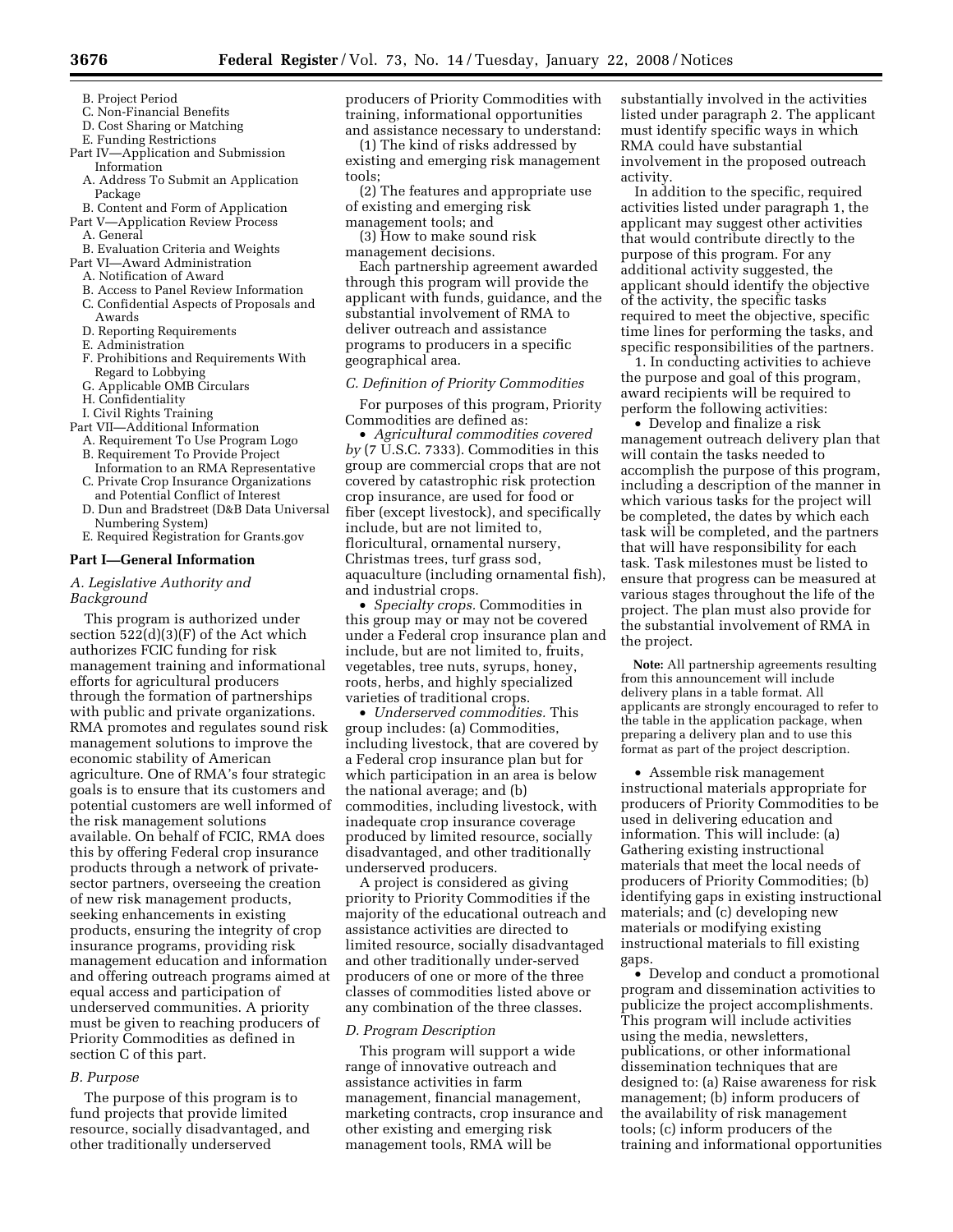B. Project Period
C. Non-Financial Benefits
D. Cost Sharing or Matching
E. Funding Restrictions

Part IV—Application and Submission Information
A. Address To Submit an Application Package
B. Content and Form of Application

Part V—Application Review Process
A. General
B. Evaluation Criteria and Weights

Part VI—Award Administration
A. Notification of Award
B. Access to Panel Review Information
C. Confidential Aspects of Proposals and Awards
D. Reporting Requirements
E. Administration
F. Prohibitions and Requirements With Regard to Lobbying
G. Applicable OMB Circulars
H. Confidentiality
I. Civil Rights Training

Part VII—Additional Information
A. Requirement To Use Program Logo
B. Requirement To Provide Project Information to an RMA Representative
C. Private Crop Insurance Organizations and Potential Conflict of Interest
D. Dun and Bradstreet (D&B Data Universal Numbering System)
E. Required Registration for Grants.gov

## Part I—General Information

### *A. Legislative Authority and Background*

This program is authorized under section 522(d)(3)(F) of the Act which authorizes FCIC funding for risk management training and informational efforts for agricultural producers through the formation of partnerships with public and private organizations. RMA promotes and regulates sound risk management solutions to improve the economic stability of American agriculture. One of RMA's four strategic goals is to ensure that its customers and potential customers are well informed of the risk management solutions available. On behalf of FCIC, RMA does this by offering Federal crop insurance products through a network of private-sector partners, overseeing the creation of new risk management products, seeking enhancements in existing products, ensuring the integrity of crop insurance programs, providing risk management education and information and offering outreach programs aimed at equal access and participation of underserved communities. A priority must be given to reaching producers of Priority Commodities as defined in section C of this part.

### *B. Purpose*

The purpose of this program is to fund projects that provide limited resource, socially disadvantaged, and other traditionally underserved producers of Priority Commodities with training, informational opportunities and assistance necessary to understand:

(1) The kind of risks addressed by existing and emerging risk management tools;

(2) The features and appropriate use of existing and emerging risk management tools; and

(3) How to make sound risk management decisions.

Each partnership agreement awarded through this program will provide the applicant with funds, guidance, and the substantial involvement of RMA to deliver outreach and assistance programs to producers in a specific geographical area.

### *C. Definition of Priority Commodities*

For purposes of this program, Priority Commodities are defined as:

- *Agricultural commodities covered by* (7 U.S.C. 7333). Commodities in this group are commercial crops that are not covered by catastrophic risk protection crop insurance, are used for food or fiber (except livestock), and specifically include, but are not limited to, floricultural, ornamental nursery, Christmas trees, turf grass sod, aquaculture (including ornamental fish), and industrial crops.
- *Specialty crops.* Commodities in this group may or may not be covered under a Federal crop insurance plan and include, but are not limited to, fruits, vegetables, tree nuts, syrups, honey, roots, herbs, and highly specialized varieties of traditional crops.
- *Underserved commodities.* This group includes: (a) Commodities, including livestock, that are covered by a Federal crop insurance plan but for which participation in an area is below the national average; and (b) commodities, including livestock, with inadequate crop insurance coverage produced by limited resource, socially disadvantaged, and other traditionally underserved producers.

A project is considered as giving priority to Priority Commodities if the majority of the educational outreach and assistance activities are directed to limited resource, socially disadvantaged and other traditionally under-served producers of one or more of the three classes of commodities listed above or any combination of the three classes.

### *D. Program Description*

This program will support a wide range of innovative outreach and assistance activities in farm management, financial management, marketing contracts, crop insurance and other existing and emerging risk management tools, RMA will be substantially involved in the activities listed under paragraph 2. The applicant must identify specific ways in which RMA could have substantial involvement in the proposed outreach activity.

In addition to the specific, required activities listed under paragraph 1, the applicant may suggest other activities that would contribute directly to the purpose of this program. For any additional activity suggested, the applicant should identify the objective of the activity, the specific tasks required to meet the objective, specific time lines for performing the tasks, and specific responsibilities of the partners.

1. In conducting activities to achieve the purpose and goal of this program, award recipients will be required to perform the following activities:

- Develop and finalize a risk management outreach delivery plan that will contain the tasks needed to accomplish the purpose of this program, including a description of the manner in which various tasks for the project will be completed, the dates by which each task will be completed, and the partners that will have responsibility for each task. Task milestones must be listed to ensure that progress can be measured at various stages throughout the life of the project. The plan must also provide for the substantial involvement of RMA in the project.

**Note:** All partnership agreements resulting from this announcement will include delivery plans in a table format. All applicants are strongly encouraged to refer to the table in the application package, when preparing a delivery plan and to use this format as part of the project description.

- Assemble risk management instructional materials appropriate for producers of Priority Commodities to be used in delivering education and information. This will include: (a) Gathering existing instructional materials that meet the local needs of producers of Priority Commodities; (b) identifying gaps in existing instructional materials; and (c) developing new materials or modifying existing instructional materials to fill existing gaps.
- Develop and conduct a promotional program and dissemination activities to publicize the project accomplishments. This program will include activities using the media, newsletters, publications, or other informational dissemination techniques that are designed to: (a) Raise awareness for risk management; (b) inform producers of the availability of risk management tools; (c) inform producers of the training and informational opportunities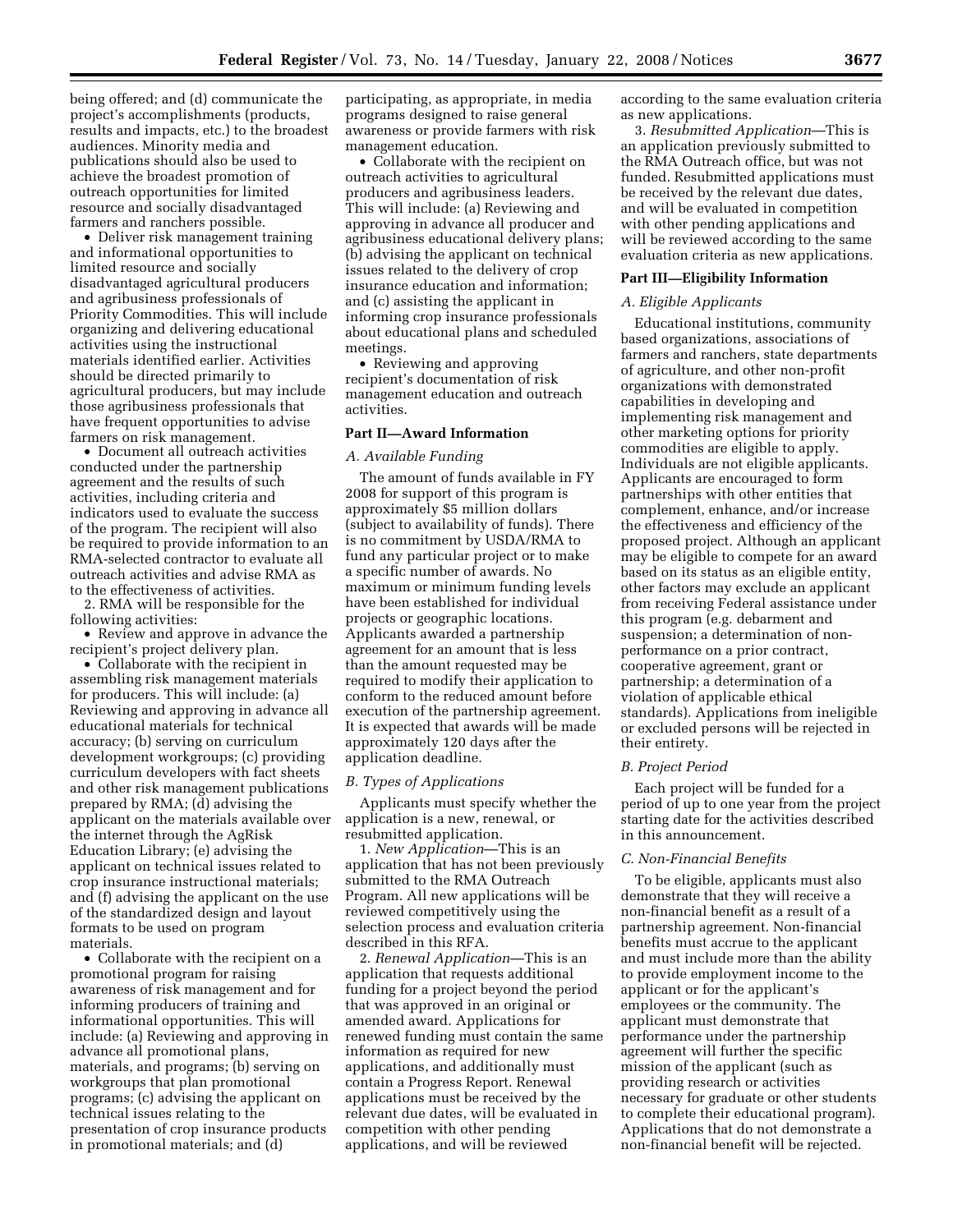being offered; and (d) communicate the project's accomplishments (products, results and impacts, etc.) to the broadest audiences. Minority media and publications should also be used to achieve the broadest promotion of outreach opportunities for limited resource and socially disadvantaged farmers and ranchers possible.

- Deliver risk management training and informational opportunities to limited resource and socially disadvantaged agricultural producers and agribusiness professionals of Priority Commodities. This will include organizing and delivering educational activities using the instructional materials identified earlier. Activities should be directed primarily to agricultural producers, but may include those agribusiness professionals that have frequent opportunities to advise farmers on risk management.
- Document all outreach activities conducted under the partnership agreement and the results of such activities, including criteria and indicators used to evaluate the success of the program. The recipient will also be required to provide information to an RMA-selected contractor to evaluate all outreach activities and advise RMA as to the effectiveness of activities.

2. RMA will be responsible for the following activities:

- Review and approve in advance the recipient's project delivery plan.
- Collaborate with the recipient in assembling risk management materials for producers. This will include: (a) Reviewing and approving in advance all educational materials for technical accuracy; (b) serving on curriculum development workgroups; (c) providing curriculum developers with fact sheets and other risk management publications prepared by RMA; (d) advising the applicant on the materials available over the internet through the AgRisk Education Library; (e) advising the applicant on technical issues related to crop insurance instructional materials; and (f) advising the applicant on the use of the standardized design and layout formats to be used on program materials.
- Collaborate with the recipient on a promotional program for raising awareness of risk management and for informing producers of training and informational opportunities. This will include: (a) Reviewing and approving in advance all promotional plans, materials, and programs; (b) serving on workgroups that plan promotional programs; (c) advising the applicant on technical issues relating to the presentation of crop insurance products in promotional materials; and (d) participating, as appropriate, in media programs designed to raise general awareness or provide farmers with risk management education.
- Collaborate with the recipient on outreach activities to agricultural producers and agribusiness leaders. This will include: (a) Reviewing and approving in advance all producer and agribusiness educational delivery plans; (b) advising the applicant on technical issues related to the delivery of crop insurance education and information; and (c) assisting the applicant in informing crop insurance professionals about educational plans and scheduled meetings.
- Reviewing and approving recipient's documentation of risk management education and outreach activities.

## Part II—Award Information

### A. Available Funding

The amount of funds available in FY 2008 for support of this program is approximately $5 million dollars (subject to availability of funds). There is no commitment by USDA/RMA to fund any particular project or to make a specific number of awards. No maximum or minimum funding levels have been established for individual projects or geographic locations. Applicants awarded a partnership agreement for an amount that is less than the amount requested may be required to modify their application to conform to the reduced amount before execution of the partnership agreement. It is expected that awards will be made approximately 120 days after the application deadline.

### B. Types of Applications

Applicants must specify whether the application is a new, renewal, or resubmitted application.

1. *New Application*—This is an application that has not been previously submitted to the RMA Outreach Program. All new applications will be reviewed competitively using the selection process and evaluation criteria described in this RFA.

2. *Renewal Application*—This is an application that requests additional funding for a project beyond the period that was approved in an original or amended award. Applications for renewed funding must contain the same information as required for new applications, and additionally must contain a Progress Report. Renewal applications must be received by the relevant due dates, will be evaluated in competition with other pending applications, and will be reviewed according to the same evaluation criteria as new applications.

3. *Resubmitted Application*—This is an application previously submitted to the RMA Outreach office, but was not funded. Resubmitted applications must be received by the relevant due dates, and will be evaluated in competition with other pending applications and will be reviewed according to the same evaluation criteria as new applications.

## Part III—Eligibility Information

### A. Eligible Applicants

Educational institutions, community based organizations, associations of farmers and ranchers, state departments of agriculture, and other non-profit organizations with demonstrated capabilities in developing and implementing risk management and other marketing options for priority commodities are eligible to apply. Individuals are not eligible applicants. Applicants are encouraged to form partnerships with other entities that complement, enhance, and/or increase the effectiveness and efficiency of the proposed project. Although an applicant may be eligible to compete for an award based on its status as an eligible entity, other factors may exclude an applicant from receiving Federal assistance under this program (e.g. debarment and suspension; a determination of non-performance on a prior contract, cooperative agreement, grant or partnership; a determination of a violation of applicable ethical standards). Applications from ineligible or excluded persons will be rejected in their entirety.

### B. Project Period

Each project will be funded for a period of up to one year from the project starting date for the activities described in this announcement.

### C. Non-Financial Benefits

To be eligible, applicants must also demonstrate that they will receive a non-financial benefit as a result of a partnership agreement. Non-financial benefits must accrue to the applicant and must include more than the ability to provide employment income to the applicant or for the applicant's employees or the community. The applicant must demonstrate that performance under the partnership agreement will further the specific mission of the applicant (such as providing research or activities necessary for graduate or other students to complete their educational program). Applications that do not demonstrate a non-financial benefit will be rejected.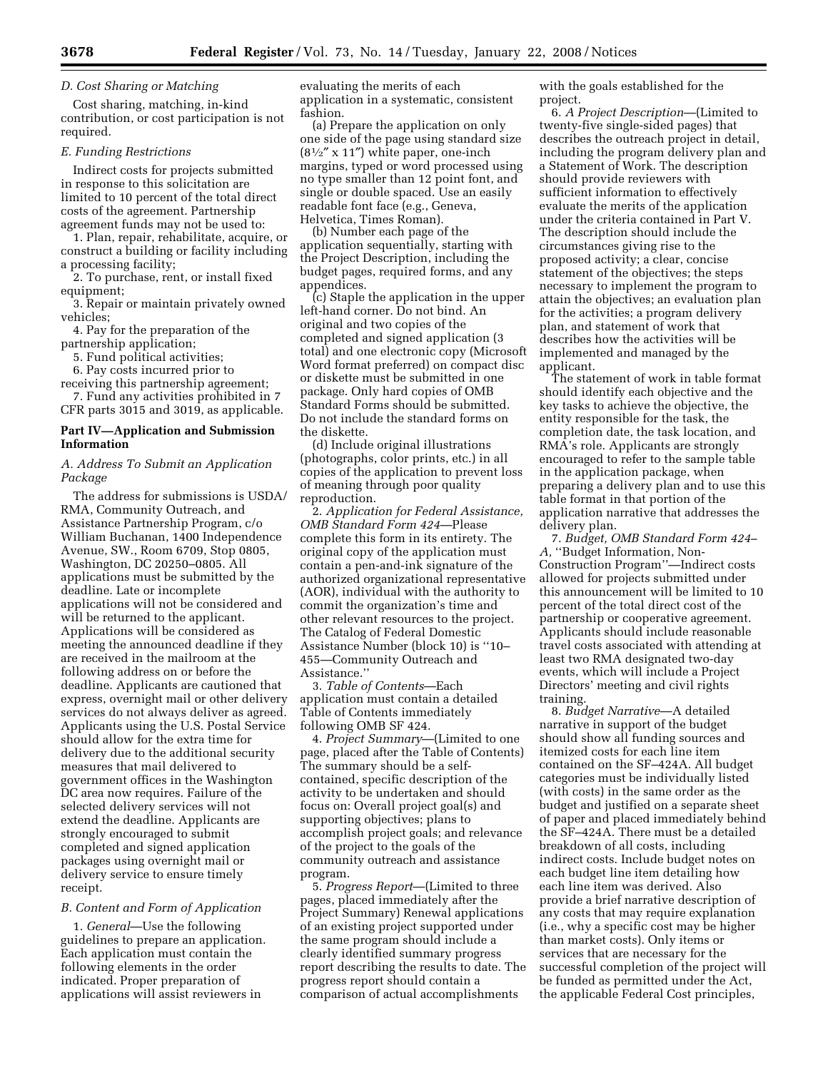*D. Cost Sharing or Matching*

Cost sharing, matching, in-kind contribution, or cost participation is not required.

*E. Funding Restrictions*

Indirect costs for projects submitted in response to this solicitation are limited to 10 percent of the total direct costs of the agreement. Partnership agreement funds may not be used to:

1. Plan, repair, rehabilitate, acquire, or construct a building or facility including a processing facility;
2. To purchase, rent, or install fixed equipment;
3. Repair or maintain privately owned vehicles;
4. Pay for the preparation of the partnership application;
5. Fund political activities;
6. Pay costs incurred prior to receiving this partnership agreement;
7. Fund any activities prohibited in 7 CFR parts 3015 and 3019, as applicable.

**Part IV—Application and Submission Information**

*A. Address To Submit an Application Package*

The address for submissions is USDA/RMA, Community Outreach, and Assistance Partnership Program, c/o William Buchanan, 1400 Independence Avenue, SW., Room 6709, Stop 0805, Washington, DC 20250–0805. All applications must be submitted by the deadline. Late or incomplete applications will not be considered and will be returned to the applicant. Applications will be considered as meeting the announced deadline if they are received in the mailroom at the following address on or before the deadline. Applicants are cautioned that express, overnight mail or other delivery services do not always deliver as agreed. Applicants using the U.S. Postal Service should allow for the extra time for delivery due to the additional security measures that mail delivered to government offices in the Washington DC area now requires. Failure of the selected delivery services will not extend the deadline. Applicants are strongly encouraged to submit completed and signed application packages using overnight mail or delivery service to ensure timely receipt.

*B. Content and Form of Application*

1. *General*—Use the following guidelines to prepare an application. Each application must contain the following elements in the order indicated. Proper preparation of applications will assist reviewers in evaluating the merits of each application in a systematic, consistent fashion.

(a) Prepare the application on only one side of the page using standard size (8½″ x 11″) white paper, one-inch margins, typed or word processed using no type smaller than 12 point font, and single or double spaced. Use an easily readable font face (e.g., Geneva, Helvetica, Times Roman).

(b) Number each page of the application sequentially, starting with the Project Description, including the budget pages, required forms, and any appendices.

(c) Staple the application in the upper left-hand corner. Do not bind. An original and two copies of the completed and signed application (3 total) and one electronic copy (Microsoft Word format preferred) on compact disc or diskette must be submitted in one package. Only hard copies of OMB Standard Forms should be submitted. Do not include the standard forms on the diskette.

(d) Include original illustrations (photographs, color prints, etc.) in all copies of the application to prevent loss of meaning through poor quality reproduction.

2. *Application for Federal Assistance, OMB Standard Form 424*—Please complete this form in its entirety. The original copy of the application must contain a pen-and-ink signature of the authorized organizational representative (AOR), individual with the authority to commit the organization's time and other relevant resources to the project. The Catalog of Federal Domestic Assistance Number (block 10) is "10–455—Community Outreach and Assistance."

3. *Table of Contents*—Each application must contain a detailed Table of Contents immediately following OMB SF 424.

4. *Project Summary*—(Limited to one page, placed after the Table of Contents) The summary should be a self-contained, specific description of the activity to be undertaken and should focus on: Overall project goal(s) and supporting objectives; plans to accomplish project goals; and relevance of the project to the goals of the community outreach and assistance program.

5. *Progress Report*—(Limited to three pages, placed immediately after the Project Summary) Renewal applications of an existing project supported under the same program should include a clearly identified summary progress report describing the results to date. The progress report should contain a comparison of actual accomplishments with the goals established for the project.

6. *A Project Description*—(Limited to twenty-five single-sided pages) that describes the outreach project in detail, including the program delivery plan and a Statement of Work. The description should provide reviewers with sufficient information to effectively evaluate the merits of the application under the criteria contained in Part V. The description should include the circumstances giving rise to the proposed activity; a clear, concise statement of the objectives; the steps necessary to implement the program to attain the objectives; an evaluation plan for the activities; a program delivery plan, and statement of work that describes how the activities will be implemented and managed by the applicant.

The statement of work in table format should identify each objective and the key tasks to achieve the objective, the entity responsible for the task, the completion date, the task location, and RMA's role. Applicants are strongly encouraged to refer to the sample table in the application package, when preparing a delivery plan and to use this table format in that portion of the application narrative that addresses the delivery plan.

7. *Budget, OMB Standard Form 424–A,* "Budget Information, Non-Construction Program"—Indirect costs allowed for projects submitted under this announcement will be limited to 10 percent of the total direct cost of the partnership or cooperative agreement. Applicants should include reasonable travel costs associated with attending at least two RMA designated two-day events, which will include a Project Directors' meeting and civil rights training.

8. *Budget Narrative*—A detailed narrative in support of the budget should show all funding sources and itemized costs for each line item contained on the SF–424A. All budget categories must be individually listed (with costs) in the same order as the budget and justified on a separate sheet of paper and placed immediately behind the SF–424A. There must be a detailed breakdown of all costs, including indirect costs. Include budget notes on each budget line item detailing how each line item was derived. Also provide a brief narrative description of any costs that may require explanation (i.e., why a specific cost may be higher than market costs). Only items or services that are necessary for the successful completion of the project will be funded as permitted under the Act, the applicable Federal Cost principles,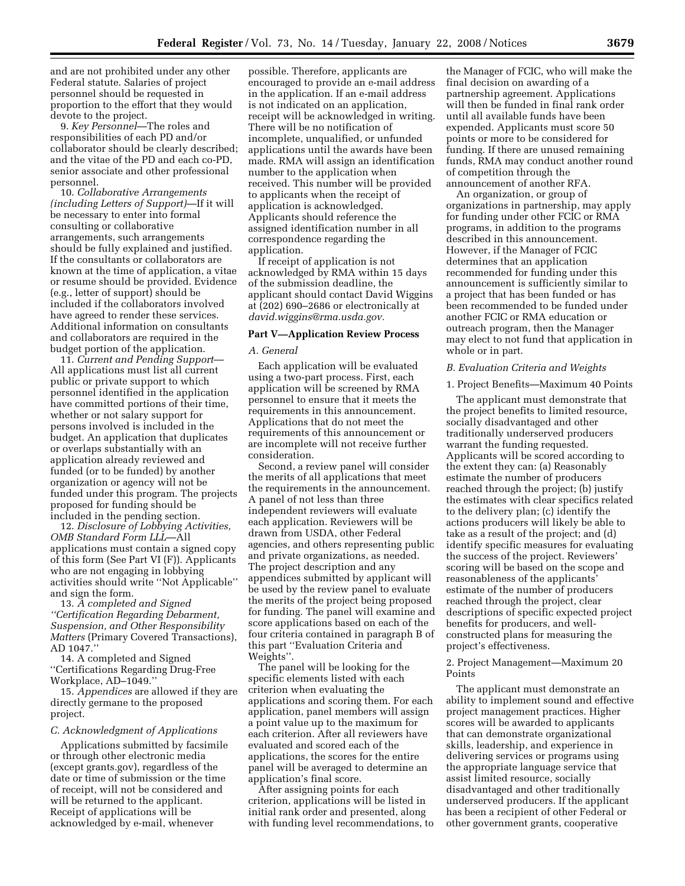and are not prohibited under any other Federal statute. Salaries of project personnel should be requested in proportion to the effort that they would devote to the project.

9. *Key Personnel*—The roles and responsibilities of each PD and/or collaborator should be clearly described; and the vitae of the PD and each co-PD, senior associate and other professional personnel.

10. *Collaborative Arrangements (including Letters of Support)*—If it will be necessary to enter into formal consulting or collaborative arrangements, such arrangements should be fully explained and justified. If the consultants or collaborators are known at the time of application, a vitae or resume should be provided. Evidence (e.g., letter of support) should be included if the collaborators involved have agreed to render these services. Additional information on consultants and collaborators are required in the budget portion of the application.

11. *Current and Pending Support*—All applications must list all current public or private support to which personnel identified in the application have committed portions of their time, whether or not salary support for persons involved is included in the budget. An application that duplicates or overlaps substantially with an application already reviewed and funded (or to be funded) by another organization or agency will not be funded under this program. The projects proposed for funding should be included in the pending section.

12. *Disclosure of Lobbying Activities, OMB Standard Form LLL*—All applications must contain a signed copy of this form (See Part VI (F)). Applicants who are not engaging in lobbying activities should write ''Not Applicable'' and sign the form.

13. *A completed and Signed ''Certification Regarding Debarment, Suspension, and Other Responsibility Matters* (Primary Covered Transactions), AD 1047.''

14. A completed and Signed ''Certifications Regarding Drug-Free Workplace, AD–1049.''

15. *Appendices* are allowed if they are directly germane to the proposed project.

### *C. Acknowledgment of Applications*

Applications submitted by facsimile or through other electronic media (except grants.gov), regardless of the date or time of submission or the time of receipt, will not be considered and will be returned to the applicant. Receipt of applications will be acknowledged by e-mail, whenever possible. Therefore, applicants are encouraged to provide an e-mail address in the application. If an e-mail address is not indicated on an application, receipt will be acknowledged in writing. There will be no notification of incomplete, unqualified, or unfunded applications until the awards have been made. RMA will assign an identification number to the application when received. This number will be provided to applicants when the receipt of application is acknowledged. Applicants should reference the assigned identification number in all correspondence regarding the application.

If receipt of application is not acknowledged by RMA within 15 days of the submission deadline, the applicant should contact David Wiggins at (202) 690–2686 or electronically at *david.wiggins@rma.usda.gov.*

## Part V—Application Review Process

### *A. General*

Each application will be evaluated using a two-part process. First, each application will be screened by RMA personnel to ensure that it meets the requirements in this announcement. Applications that do not meet the requirements of this announcement or are incomplete will not receive further consideration.

Second, a review panel will consider the merits of all applications that meet the requirements in the announcement. A panel of not less than three independent reviewers will evaluate each application. Reviewers will be drawn from USDA, other Federal agencies, and others representing public and private organizations, as needed. The project description and any appendices submitted by applicant will be used by the review panel to evaluate the merits of the project being proposed for funding. The panel will examine and score applications based on each of the four criteria contained in paragraph B of this part ''Evaluation Criteria and Weights''.

The panel will be looking for the specific elements listed with each criterion when evaluating the applications and scoring them. For each application, panel members will assign a point value up to the maximum for each criterion. After all reviewers have evaluated and scored each of the applications, the scores for the entire panel will be averaged to determine an application's final score.

After assigning points for each criterion, applications will be listed in initial rank order and presented, along with funding level recommendations, to the Manager of FCIC, who will make the final decision on awarding of a partnership agreement. Applications will then be funded in final rank order until all available funds have been expended. Applicants must score 50 points or more to be considered for funding. If there are unused remaining funds, RMA may conduct another round of competition through the announcement of another RFA.

An organization, or group of organizations in partnership, may apply for funding under other FCIC or RMA programs, in addition to the programs described in this announcement. However, if the Manager of FCIC determines that an application recommended for funding under this announcement is sufficiently similar to a project that has been funded or has been recommended to be funded under another FCIC or RMA education or outreach program, then the Manager may elect to not fund that application in whole or in part.

### *B. Evaluation Criteria and Weights*

#### 1. Project Benefits—Maximum 40 Points

The applicant must demonstrate that the project benefits to limited resource, socially disadvantaged and other traditionally underserved producers warrant the funding requested. Applicants will be scored according to the extent they can: (a) Reasonably estimate the number of producers reached through the project; (b) justify the estimates with clear specifics related to the delivery plan; (c) identify the actions producers will likely be able to take as a result of the project; and (d) identify specific measures for evaluating the success of the project. Reviewers' scoring will be based on the scope and reasonableness of the applicants' estimate of the number of producers reached through the project, clear descriptions of specific expected project benefits for producers, and well-constructed plans for measuring the project's effectiveness.

#### 2. Project Management—Maximum 20 Points

The applicant must demonstrate an ability to implement sound and effective project management practices. Higher scores will be awarded to applicants that can demonstrate organizational skills, leadership, and experience in delivering services or programs using the appropriate language service that assist limited resource, socially disadvantaged and other traditionally underserved producers. If the applicant has been a recipient of other Federal or other government grants, cooperative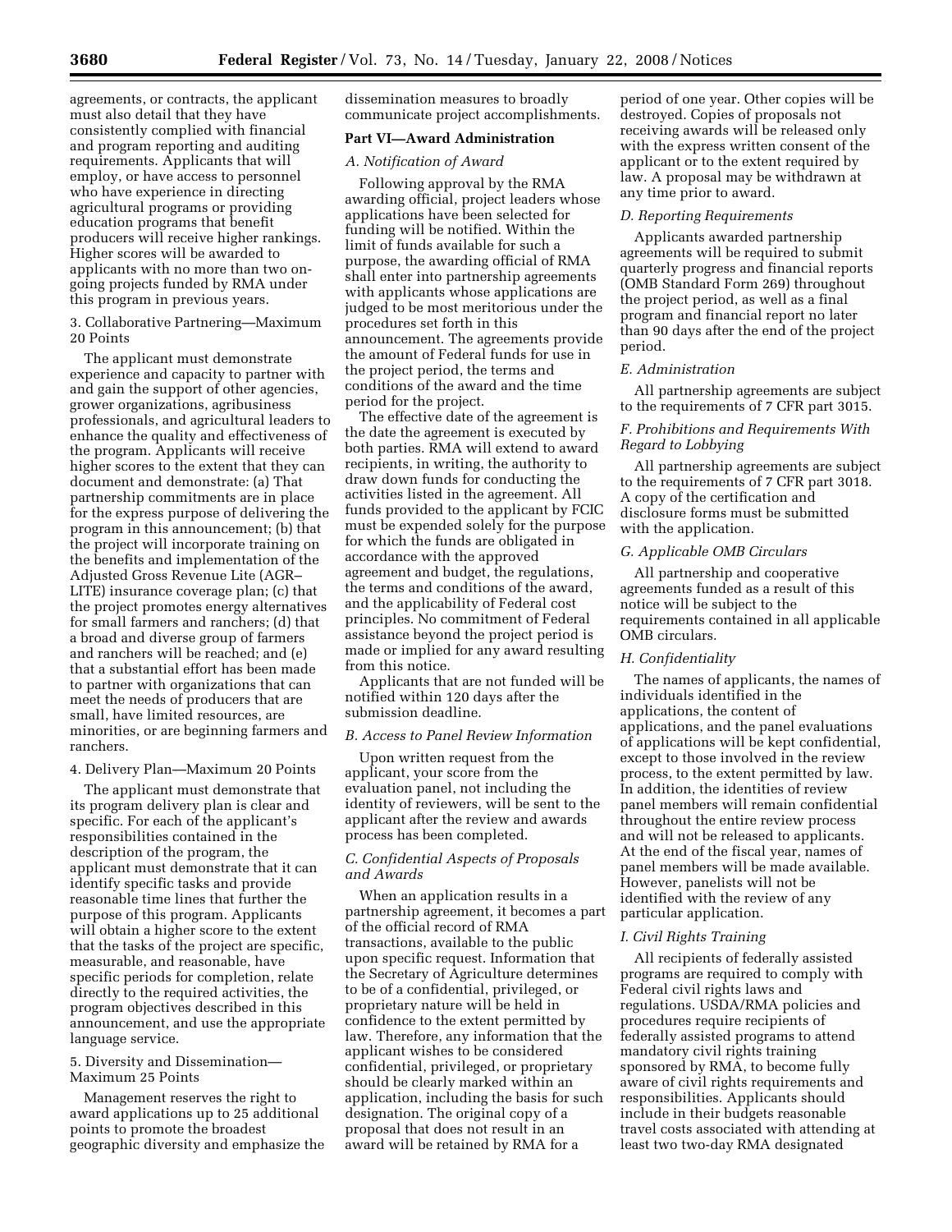agreements, or contracts, the applicant must also detail that they have consistently complied with financial and program reporting and auditing requirements. Applicants that will employ, or have access to personnel who have experience in directing agricultural programs or providing education programs that benefit producers will receive higher rankings. Higher scores will be awarded to applicants with no more than two on-going projects funded by RMA under this program in previous years.

3. Collaborative Partnering—Maximum 20 Points

The applicant must demonstrate experience and capacity to partner with and gain the support of other agencies, grower organizations, agribusiness professionals, and agricultural leaders to enhance the quality and effectiveness of the program. Applicants will receive higher scores to the extent that they can document and demonstrate: (a) That partnership commitments are in place for the express purpose of delivering the program in this announcement; (b) that the project will incorporate training on the benefits and implementation of the Adjusted Gross Revenue Lite (AGR–LITE) insurance coverage plan; (c) that the project promotes energy alternatives for small farmers and ranchers; (d) that a broad and diverse group of farmers and ranchers will be reached; and (e) that a substantial effort has been made to partner with organizations that can meet the needs of producers that are small, have limited resources, are minorities, or are beginning farmers and ranchers.

4. Delivery Plan—Maximum 20 Points

The applicant must demonstrate that its program delivery plan is clear and specific. For each of the applicant's responsibilities contained in the description of the program, the applicant must demonstrate that it can identify specific tasks and provide reasonable time lines that further the purpose of this program. Applicants will obtain a higher score to the extent that the tasks of the project are specific, measurable, and reasonable, have specific periods for completion, relate directly to the required activities, the program objectives described in this announcement, and use the appropriate language service.

5. Diversity and Dissemination—Maximum 25 Points

Management reserves the right to award applications up to 25 additional points to promote the broadest geographic diversity and emphasize the dissemination measures to broadly communicate project accomplishments.

## Part VI—Award Administration

### *A. Notification of Award*

Following approval by the RMA awarding official, project leaders whose applications have been selected for funding will be notified. Within the limit of funds available for such a purpose, the awarding official of RMA shall enter into partnership agreements with applicants whose applications are judged to be most meritorious under the procedures set forth in this announcement. The agreements provide the amount of Federal funds for use in the project period, the terms and conditions of the award and the time period for the project.

The effective date of the agreement is the date the agreement is executed by both parties. RMA will extend to award recipients, in writing, the authority to draw down funds for conducting the activities listed in the agreement. All funds provided to the applicant by FCIC must be expended solely for the purpose for which the funds are obligated in accordance with the approved agreement and budget, the regulations, the terms and conditions of the award, and the applicability of Federal cost principles. No commitment of Federal assistance beyond the project period is made or implied for any award resulting from this notice.

Applicants that are not funded will be notified within 120 days after the submission deadline.

### *B. Access to Panel Review Information*

Upon written request from the applicant, your score from the evaluation panel, not including the identity of reviewers, will be sent to the applicant after the review and awards process has been completed.

### *C. Confidential Aspects of Proposals and Awards*

When an application results in a partnership agreement, it becomes a part of the official record of RMA transactions, available to the public upon specific request. Information that the Secretary of Agriculture determines to be of a confidential, privileged, or proprietary nature will be held in confidence to the extent permitted by law. Therefore, any information that the applicant wishes to be considered confidential, privileged, or proprietary should be clearly marked within an application, including the basis for such designation. The original copy of a proposal that does not result in an award will be retained by RMA for a period of one year. Other copies will be destroyed. Copies of proposals not receiving awards will be released only with the express written consent of the applicant or to the extent required by law. A proposal may be withdrawn at any time prior to award.

### *D. Reporting Requirements*

Applicants awarded partnership agreements will be required to submit quarterly progress and financial reports (OMB Standard Form 269) throughout the project period, as well as a final program and financial report no later than 90 days after the end of the project period.

### *E. Administration*

All partnership agreements are subject to the requirements of 7 CFR part 3015.

### *F. Prohibitions and Requirements With Regard to Lobbying*

All partnership agreements are subject to the requirements of 7 CFR part 3018. A copy of the certification and disclosure forms must be submitted with the application.

### *G. Applicable OMB Circulars*

All partnership and cooperative agreements funded as a result of this notice will be subject to the requirements contained in all applicable OMB circulars.

### *H. Confidentiality*

The names of applicants, the names of individuals identified in the applications, the content of applications, and the panel evaluations of applications will be kept confidential, except to those involved in the review process, to the extent permitted by law. In addition, the identities of review panel members will remain confidential throughout the entire review process and will not be released to applicants. At the end of the fiscal year, names of panel members will be made available. However, panelists will not be identified with the review of any particular application.

### *I. Civil Rights Training*

All recipients of federally assisted programs are required to comply with Federal civil rights laws and regulations. USDA/RMA policies and procedures require recipients of federally assisted programs to attend mandatory civil rights training sponsored by RMA, to become fully aware of civil rights requirements and responsibilities. Applicants should include in their budgets reasonable travel costs associated with attending at least two two-day RMA designated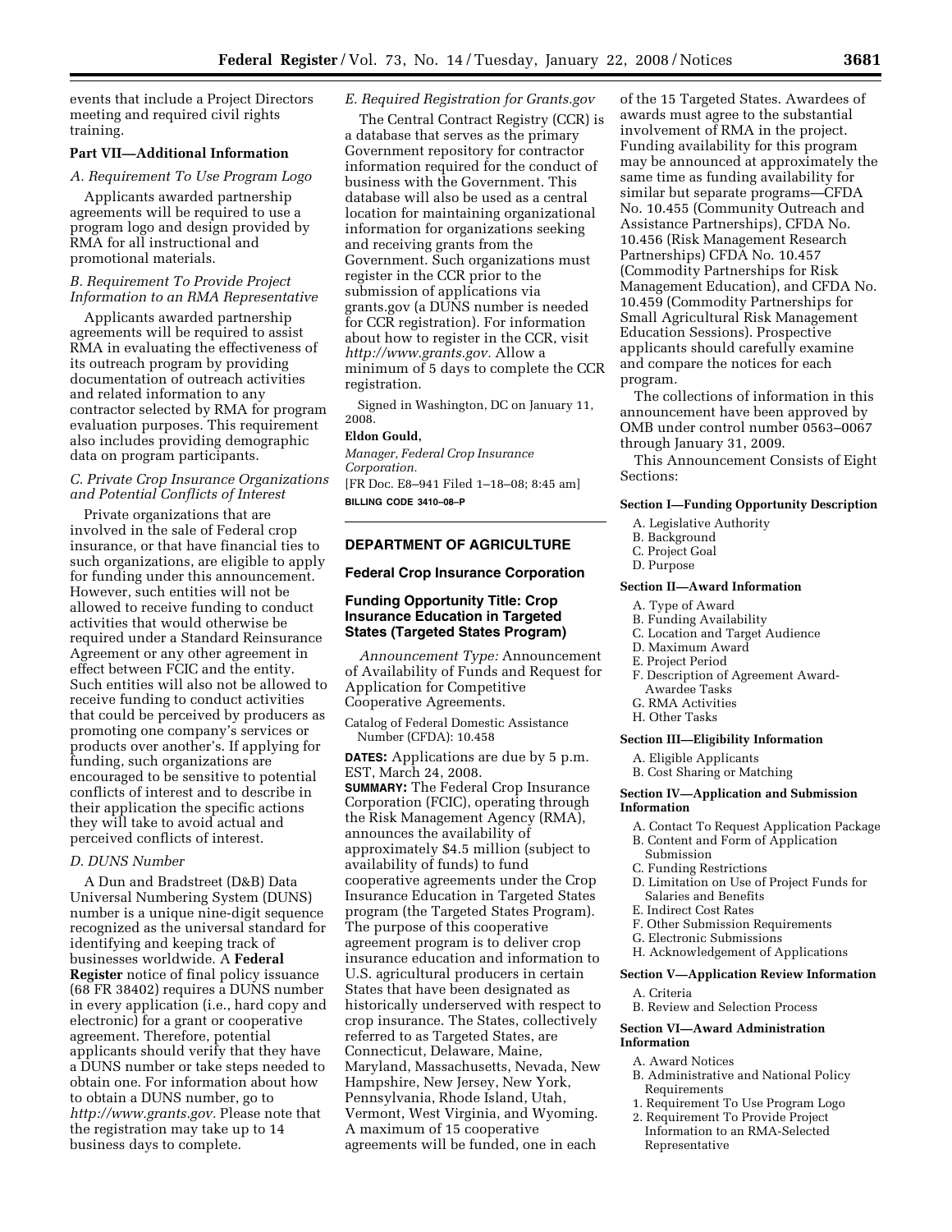events that include a Project Directors meeting and required civil rights training.

### Part VII—Additional Information

*A. Requirement To Use Program Logo*

Applicants awarded partnership agreements will be required to use a program logo and design provided by RMA for all instructional and promotional materials.

*B. Requirement To Provide Project Information to an RMA Representative*

Applicants awarded partnership agreements will be required to assist RMA in evaluating the effectiveness of its outreach program by providing documentation of outreach activities and related information to any contractor selected by RMA for program evaluation purposes. This requirement also includes providing demographic data on program participants.

*C. Private Crop Insurance Organizations and Potential Conflicts of Interest*

Private organizations that are involved in the sale of Federal crop insurance, or that have financial ties to such organizations, are eligible to apply for funding under this announcement. However, such entities will not be allowed to receive funding to conduct activities that would otherwise be required under a Standard Reinsurance Agreement or any other agreement in effect between FCIC and the entity. Such entities will also not be allowed to receive funding to conduct activities that could be perceived by producers as promoting one company's services or products over another's. If applying for funding, such organizations are encouraged to be sensitive to potential conflicts of interest and to describe in their application the specific actions they will take to avoid actual and perceived conflicts of interest.

*D. DUNS Number*

A Dun and Bradstreet (D&B) Data Universal Numbering System (DUNS) number is a unique nine-digit sequence recognized as the universal standard for identifying and keeping track of businesses worldwide. A **Federal Register** notice of final policy issuance (68 FR 38402) requires a DUNS number in every application (i.e., hard copy and electronic) for a grant or cooperative agreement. Therefore, potential applicants should verify that they have a DUNS number or take steps needed to obtain one. For information about how to obtain a DUNS number, go to *http://www.grants.gov.* Please note that the registration may take up to 14 business days to complete.

*E. Required Registration for Grants.gov*

The Central Contract Registry (CCR) is a database that serves as the primary Government repository for contractor information required for the conduct of business with the Government. This database will also be used as a central location for maintaining organizational information for organizations seeking and receiving grants from the Government. Such organizations must register in the CCR prior to the submission of applications via grants.gov (a DUNS number is needed for CCR registration). For information about how to register in the CCR, visit *http://www.grants.gov.* Allow a minimum of 5 days to complete the CCR registration.

Signed in Washington, DC on January 11, 2008.

**Eldon Gould,**

*Manager, Federal Crop Insurance Corporation.*

[FR Doc. E8–941 Filed 1–18–08; 8:45 am]

**BILLING CODE 3410–08–P**

## DEPARTMENT OF AGRICULTURE

### Federal Crop Insurance Corporation

### Funding Opportunity Title: Crop Insurance Education in Targeted States (Targeted States Program)

*Announcement Type:* Announcement of Availability of Funds and Request for Application for Competitive Cooperative Agreements.

Catalog of Federal Domestic Assistance Number (CFDA): 10.458

**DATES:** Applications are due by 5 p.m. EST, March 24, 2008.

**SUMMARY:** The Federal Crop Insurance Corporation (FCIC), operating through the Risk Management Agency (RMA), announces the availability of approximately $4.5 million (subject to availability of funds) to fund cooperative agreements under the Crop Insurance Education in Targeted States program (the Targeted States Program). The purpose of this cooperative agreement program is to deliver crop insurance education and information to U.S. agricultural producers in certain States that have been designated as historically underserved with respect to crop insurance. The States, collectively referred to as Targeted States, are Connecticut, Delaware, Maine, Maryland, Massachusetts, Nevada, New Hampshire, New Jersey, New York, Pennsylvania, Rhode Island, Utah, Vermont, West Virginia, and Wyoming. A maximum of 15 cooperative agreements will be funded, one in each of the 15 Targeted States. Awardees of awards must agree to the substantial involvement of RMA in the project. Funding availability for this program may be announced at approximately the same time as funding availability for similar but separate programs—CFDA No. 10.455 (Community Outreach and Assistance Partnerships), CFDA No. 10.456 (Risk Management Research Partnerships) CFDA No. 10.457 (Commodity Partnerships for Risk Management Education), and CFDA No. 10.459 (Commodity Partnerships for Small Agricultural Risk Management Education Sessions). Prospective applicants should carefully examine and compare the notices for each program.

The collections of information in this announcement have been approved by OMB under control number 0563–0067 through January 31, 2009.

This Announcement Consists of Eight Sections:

**Section I—Funding Opportunity Description**

- A. Legislative Authority
- B. Background
- C. Project Goal
- D. Purpose

**Section II—Award Information**

- A. Type of Award
- B. Funding Availability
- C. Location and Target Audience
- D. Maximum Award
- E. Project Period
- F. Description of Agreement Award-Awardee Tasks
- G. RMA Activities
- H. Other Tasks

**Section III—Eligibility Information**

- A. Eligible Applicants
- B. Cost Sharing or Matching

**Section IV—Application and Submission Information**

- A. Contact To Request Application Package
- B. Content and Form of Application Submission
- C. Funding Restrictions
- D. Limitation on Use of Project Funds for Salaries and Benefits
- E. Indirect Cost Rates
- F. Other Submission Requirements
- G. Electronic Submissions
- H. Acknowledgement of Applications

**Section V—Application Review Information**

- A. Criteria
- B. Review and Selection Process

**Section VI—Award Administration Information**

- A. Award Notices
- B. Administrative and National Policy Requirements
- 1. Requirement To Use Program Logo
- 2. Requirement To Provide Project Information to an RMA-Selected Representative